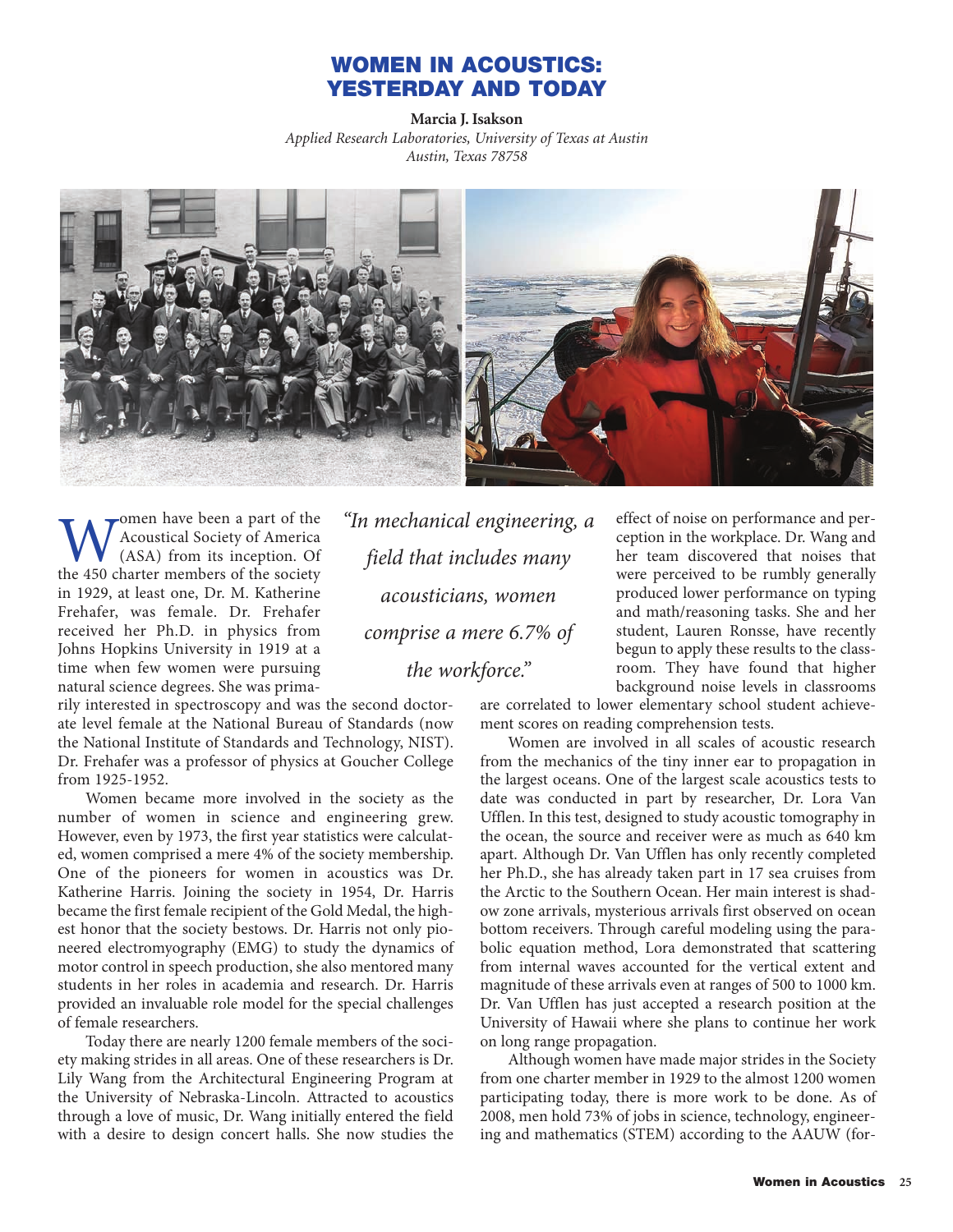# WOMEN IN ACOUSTICS: YESTERDAY AND TODAY

**Marcia J. Isakson**

*Applied Research Laboratories, University of Texas at Austin*
*Austin, Texas 78758*

Women have been a part of the Acoustical Society of America (ASA) from its inception. Of the 450 charter members of the society in 1929, at least one, Dr. M. Katherine Frehafer, was female. Dr. Frehafer received her Ph.D. in physics from Johns Hopkins University in 1919 at a time when few women were pursuing natural science degrees. She was primarily interested in spectroscopy and was the second doctorate level female at the National Bureau of Standards (now the National Institute of Standards and Technology, NIST). Dr. Frehafer was a professor of physics at Goucher College from 1925-1952.

Women became more involved in the society as the number of women in science and engineering grew. However, even by 1973, the first year statistics were calculated, women comprised a mere 4% of the society membership. One of the pioneers for women in acoustics was Dr. Katherine Harris. Joining the society in 1954, Dr. Harris became the first female recipient of the Gold Medal, the highest honor that the society bestows. Dr. Harris not only pioneered electromyography (EMG) to study the dynamics of motor control in speech production, she also mentored many students in her roles in academia and research. Dr. Harris provided an invaluable role model for the special challenges of female researchers.

Today there are nearly 1200 female members of the society making strides in all areas. One of these researchers is Dr. Lily Wang from the Architectural Engineering Program at the University of Nebraska-Lincoln. Attracted to acoustics through a love of music, Dr. Wang initially entered the field with a desire to design concert halls. She now studies the effect of noise on performance and perception in the workplace. Dr. Wang and her team discovered that noises that were perceived to be rumbly generally produced lower performance on typing and math/reasoning tasks. She and her student, Lauren Ronsse, have recently begun to apply these results to the classroom. They have found that higher background noise levels in classrooms are correlated to lower elementary school student achievement scores on reading comprehension tests.

> *"In mechanical engineering, a field that includes many acousticians, women comprise a mere 6.7% of the workforce."*

Women are involved in all scales of acoustic research from the mechanics of the tiny inner ear to propagation in the largest oceans. One of the largest scale acoustics tests to date was conducted in part by researcher, Dr. Lora Van Uffelen. In this test, designed to study acoustic tomography in the ocean, the source and receiver were as much as 640 km apart. Although Dr. Van Uffelen has only recently completed her Ph.D., she has already taken part in 17 sea cruises from the Arctic to the Southern Ocean. Her main interest is shadow zone arrivals, mysterious arrivals first observed on ocean bottom receivers. Through careful modeling using the parabolic equation method, Lora demonstrated that scattering from internal waves accounted for the vertical extent and magnitude of these arrivals even at ranges of 500 to 1000 km. Dr. Van Uffelen has just accepted a research position at the University of Hawaii where she plans to continue her work on long range propagation.

Although women have made major strides in the Society from one charter member in 1929 to the almost 1200 women participating today, there is more work to be done. As of 2008, men hold 73% of jobs in science, technology, engineering and mathematics (STEM) according to the AAUW (for-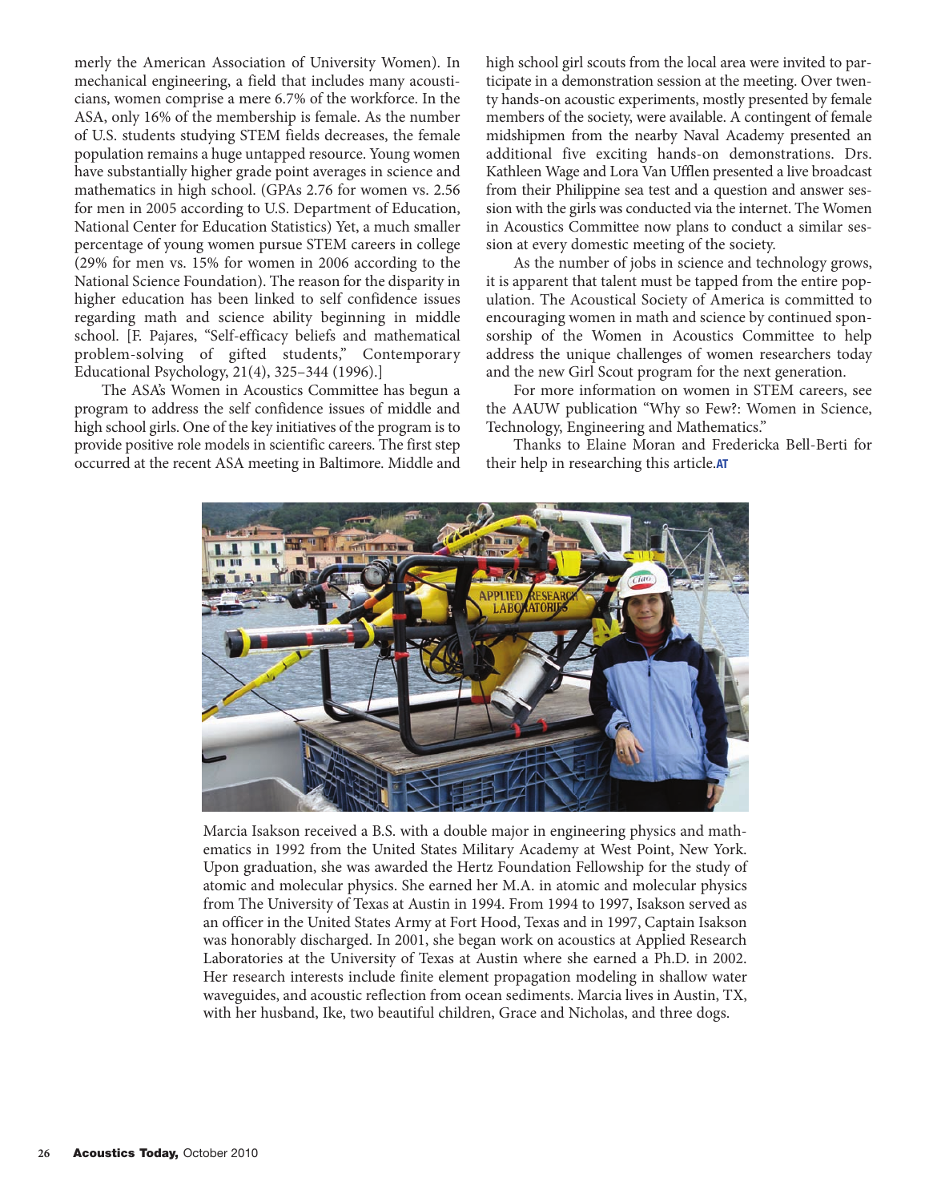merly the American Association of University Women). In mechanical engineering, a field that includes many acousticians, women comprise a mere 6.7% of the workforce. In the ASA, only 16% of the membership is female. As the number of U.S. students studying STEM fields decreases, the female population remains a huge untapped resource. Young women have substantially higher grade point averages in science and mathematics in high school. (GPAs 2.76 for women vs. 2.56 for men in 2005 according to U.S. Department of Education, National Center for Education Statistics) Yet, a much smaller percentage of young women pursue STEM careers in college (29% for men vs. 15% for women in 2006 according to the National Science Foundation). The reason for the disparity in higher education has been linked to self confidence issues regarding math and science ability beginning in middle school. [F. Pajares, "Self-efficacy beliefs and mathematical problem-solving of gifted students," Contemporary Educational Psychology, 21(4), 325–344 (1996).]

The ASA's Women in Acoustics Committee has begun a program to address the self confidence issues of middle and high school girls. One of the key initiatives of the program is to provide positive role models in scientific careers. The first step occurred at the recent ASA meeting in Baltimore. Middle and high school girl scouts from the local area were invited to participate in a demonstration session at the meeting. Over twenty hands-on acoustic experiments, mostly presented by female members of the society, were available. A contingent of female midshipmen from the nearby Naval Academy presented an additional five exciting hands-on demonstrations. Drs. Kathleen Wage and Lora Van Uffelen presented a live broadcast from their Philippine sea test and a question and answer session with the girls was conducted via the internet. The Women in Acoustics Committee now plans to conduct a similar session at every domestic meeting of the society.

As the number of jobs in science and technology grows, it is apparent that talent must be tapped from the entire population. The Acoustical Society of America is committed to encouraging women in math and science by continued sponsorship of the Women in Acoustics Committee to help address the unique challenges of women researchers today and the new Girl Scout program for the next generation.

For more information on women in STEM careers, see the AAUW publication "Why so Few?: Women in Science, Technology, Engineering and Mathematics."

Thanks to Elaine Moran and Fredericka Bell-Berti for their help in researching this article. **AT**

Marcia Isakson received a B.S. with a double major in engineering physics and mathematics in 1992 from the United States Military Academy at West Point, New York. Upon graduation, she was awarded the Hertz Foundation Fellowship for the study of atomic and molecular physics. She earned her M.A. in atomic and molecular physics from The University of Texas at Austin in 1994. From 1994 to 1997, Isakson served as an officer in the United States Army at Fort Hood, Texas and in 1997, Captain Isakson was honorably discharged. In 2001, she began work on acoustics at Applied Research Laboratories at the University of Texas at Austin where she earned a Ph.D. in 2002. Her research interests include finite element propagation modeling in shallow water waveguides, and acoustic reflection from ocean sediments. Marcia lives in Austin, TX, with her husband, Ike, two beautiful children, Grace and Nicholas, and three dogs.